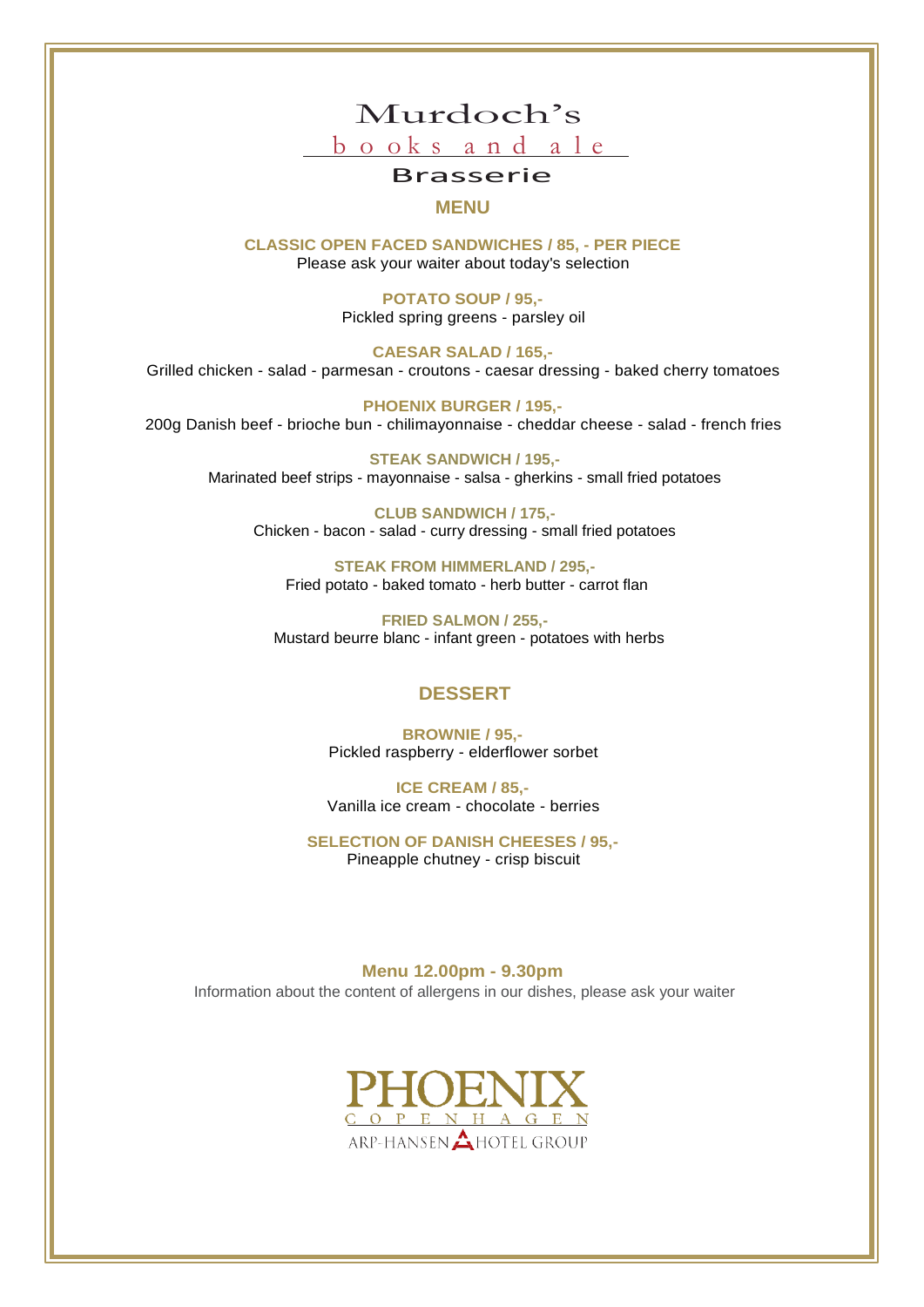# Murdoch's

books and ale

## Brasserie

## MENU

**CLASSIC OPEN FACED SANDWICHES / 85, - PER PIECE**
Please ask your waiter about today's selection

**POTATO SOUP / 95,-**
Pickled spring greens - parsley oil

**CAESAR SALAD / 165,-**
Grilled chicken - salad - parmesan - croutons - caesar dressing - baked cherry tomatoes

**PHOENIX BURGER / 195,-**
200g Danish beef - brioche bun - chilimayonnaise - cheddar cheese - salad - french fries

**STEAK SANDWICH / 195,-**
Marinated beef strips - mayonnaise - salsa - gherkins - small fried potatoes

**CLUB SANDWICH / 175,-**
Chicken - bacon - salad - curry dressing - small fried potatoes

**STEAK FROM HIMMERLAND / 295,-**
Fried potato - baked tomato - herb butter - carrot flan

**FRIED SALMON / 255,-**
Mustard beurre blanc - infant green - potatoes with herbs

## DESSERT

**BROWNIE / 95,-**
Pickled raspberry - elderflower sorbet

**ICE CREAM / 85,-**
Vanilla ice cream - chocolate - berries

**SELECTION OF DANISH CHEESES / 95,-**
Pineapple chutney - crisp biscuit

**Menu 12.00pm - 9.30pm**
Information about the content of allergens in our dishes, please ask your waiter

PHOENIX
COPENHAGEN
ARP-HANSEN HOTEL GROUP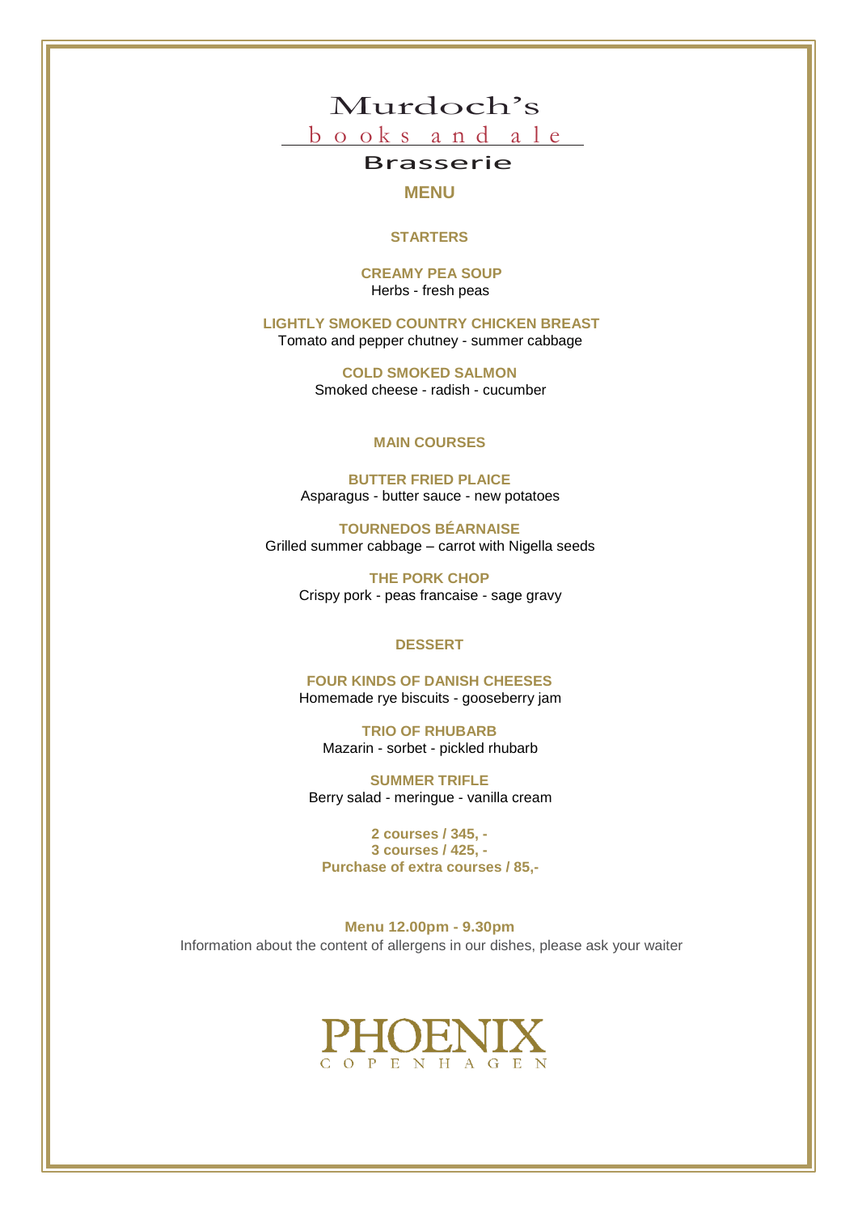# Murdoch's

books and ale

Brasserie

## MENU

### STARTERS

**CREAMY PEA SOUP**
Herbs - fresh peas

**LIGHTLY SMOKED COUNTRY CHICKEN BREAST**
Tomato and pepper chutney - summer cabbage

**COLD SMOKED SALMON**
Smoked cheese - radish - cucumber

### MAIN COURSES

**BUTTER FRIED PLAICE**
Asparagus - butter sauce - new potatoes

**TOURNEDOS BÉARNAISE**
Grilled summer cabbage – carrot with Nigella seeds

**THE PORK CHOP**
Crispy pork - peas francaise - sage gravy

### DESSERT

**FOUR KINDS OF DANISH CHEESES**
Homemade rye biscuits - gooseberry jam

**TRIO OF RHUBARB**
Mazarin - sorbet - pickled rhubarb

**SUMMER TRIFLE**
Berry salad - meringue - vanilla cream

**2 courses / 345, -**
**3 courses / 425, -**
**Purchase of extra courses / 85,-**

**Menu 12.00pm - 9.30pm**
Information about the content of allergens in our dishes, please ask your waiter

PHOENIX
COPENHAGEN